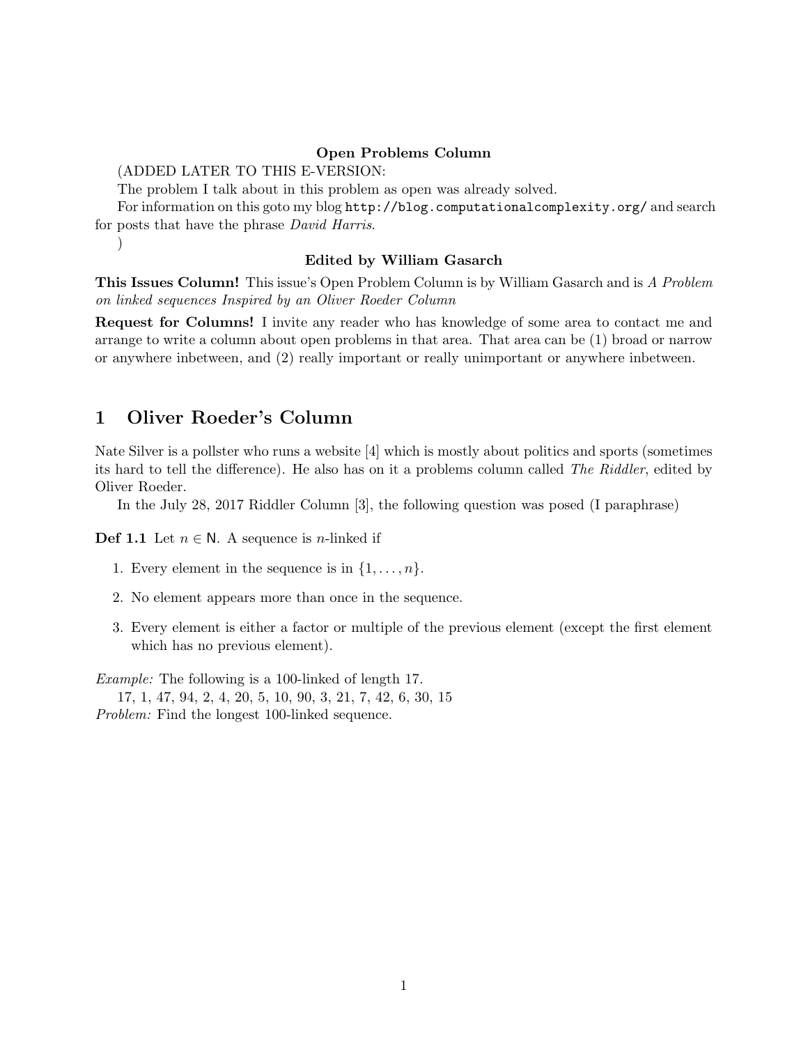**Open Problems Column**

(ADDED LATER TO THIS E-VERSION:

The problem I talk about in this problem as open was already solved.

For information on this goto my blog `http://blog.computationalcomplexity.org/` and search for posts that have the phrase *David Harris*.

)

**Edited by William Gasarch**

**This Issues Column!** This issue's Open Problem Column is by William Gasarch and is *A Problem on linked sequences Inspired by an Oliver Roeder Column*

**Request for Columns!** I invite any reader who has knowledge of some area to contact me and arrange to write a column about open problems in that area. That area can be (1) broad or narrow or anywhere inbetween, and (2) really important or really unimportant or anywhere inbetween.

## 1 Oliver Roeder's Column

Nate Silver is a pollster who runs a website [4] which is mostly about politics and sports (sometimes its hard to tell the difference). He also has on it a problems column called *The Riddler*, edited by Oliver Roeder.

In the July 28, 2017 Riddler Column [3], the following question was posed (I paraphrase)

**Def 1.1** Let $n \in \mathsf{N}$. A sequence is $n$-linked if

1. Every element in the sequence is in $\{1, \ldots, n\}$.
2. No element appears more than once in the sequence.
3. Every element is either a factor or multiple of the previous element (except the first element which has no previous element).

*Example:* The following is a 100-linked of length 17.

17, 1, 47, 94, 2, 4, 20, 5, 10, 90, 3, 21, 7, 42, 6, 30, 15

*Problem:* Find the longest 100-linked sequence.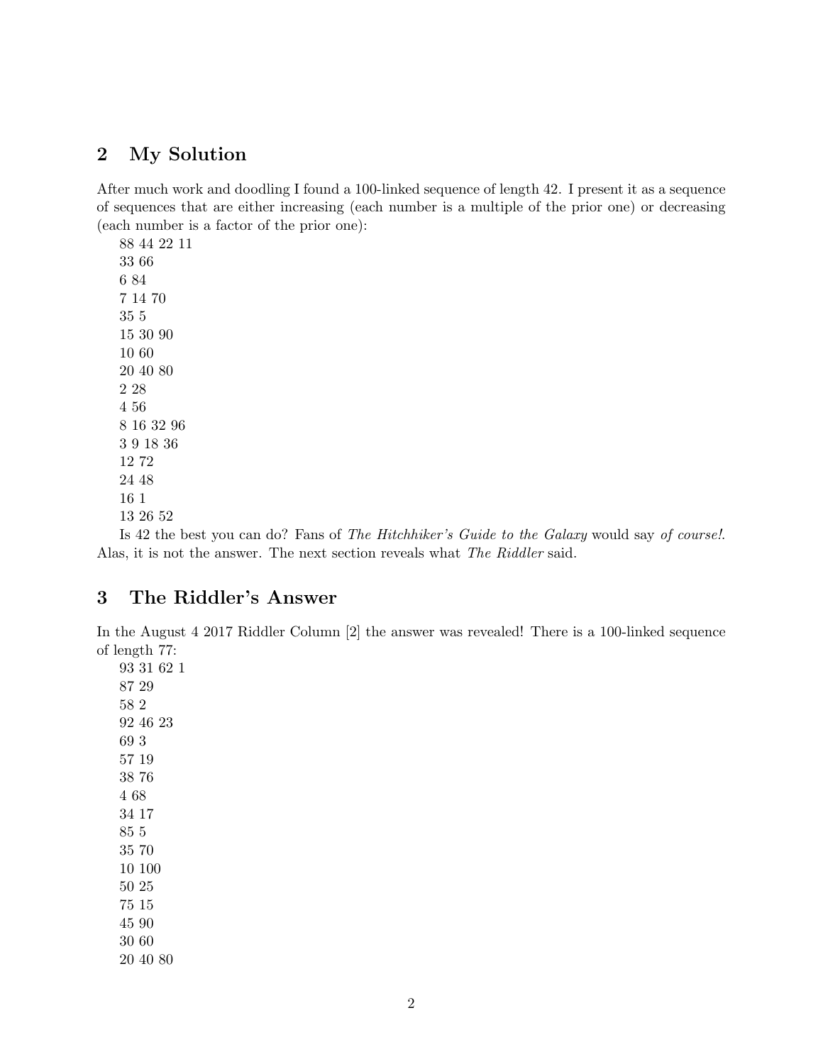## 2 My Solution

After much work and doodling I found a 100-linked sequence of length 42. I present it as a sequence of sequences that are either increasing (each number is a multiple of the prior one) or decreasing (each number is a factor of the prior one):

88 44 22 11  
33 66  
6 84  
7 14 70  
35 5  
15 30 90  
10 60  
20 40 80  
2 28  
4 56  
8 16 32 96  
3 9 18 36  
12 72  
24 48  
16 1  
13 26 52

Is 42 the best you can do? Fans of *The Hitchhiker's Guide to the Galaxy* would say *of course!*. Alas, it is not the answer. The next section reveals what *The Riddler* said.

## 3 The Riddler's Answer

In the August 4 2017 Riddler Column [2] the answer was revealed! There is a 100-linked sequence of length 77:

93 31 62 1  
87 29  
58 2  
92 46 23  
69 3  
57 19  
38 76  
4 68  
34 17  
85 5  
35 70  
10 100  
50 25  
75 15  
45 90  
30 60  
20 40 80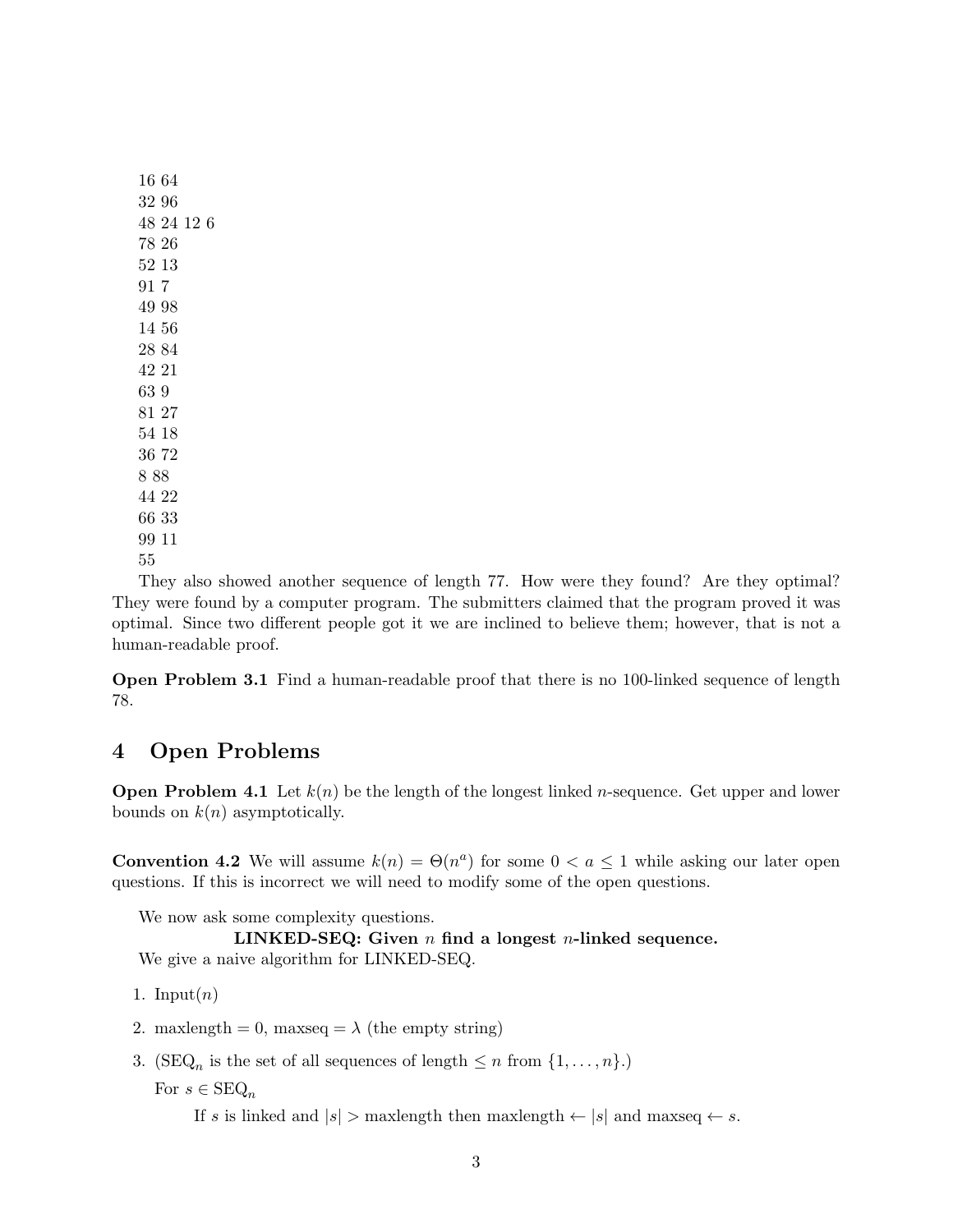16 64
32 96
48 24 12 6
78 26
52 13
91 7
49 98
14 56
28 84
42 21
63 9
81 27
54 18
36 72
8 88
44 22
66 33
99 11
55

They also showed another sequence of length 77. How were they found? Are they optimal? They were found by a computer program. The submitters claimed that the program proved it was optimal. Since two different people got it we are inclined to believe them; however, that is not a human-readable proof.

**Open Problem 3.1** Find a human-readable proof that there is no 100-linked sequence of length 78.

## 4 Open Problems

**Open Problem 4.1** Let $k(n)$ be the length of the longest linked $n$-sequence. Get upper and lower bounds on $k(n)$ asymptotically.

**Convention 4.2** We will assume $k(n) = \Theta(n^a)$ for some $0 < a \leq 1$ while asking our later open questions. If this is incorrect we will need to modify some of the open questions.

We now ask some complexity questions.

**LINKED-SEQ: Given $n$ find a longest $n$-linked sequence.**

We give a naive algorithm for LINKED-SEQ.

1. Input($n$)
2. maxlength = 0, maxseq = $\lambda$ (the empty string)
3. ($\text{SEQ}_n$ is the set of all sequences of length $\leq n$ from $\{1, \ldots, n\}$.)

   For $s \in \text{SEQ}_n$

   If $s$ is linked and $|s| >$ maxlength then maxlength $\leftarrow |s|$ and maxseq $\leftarrow s$.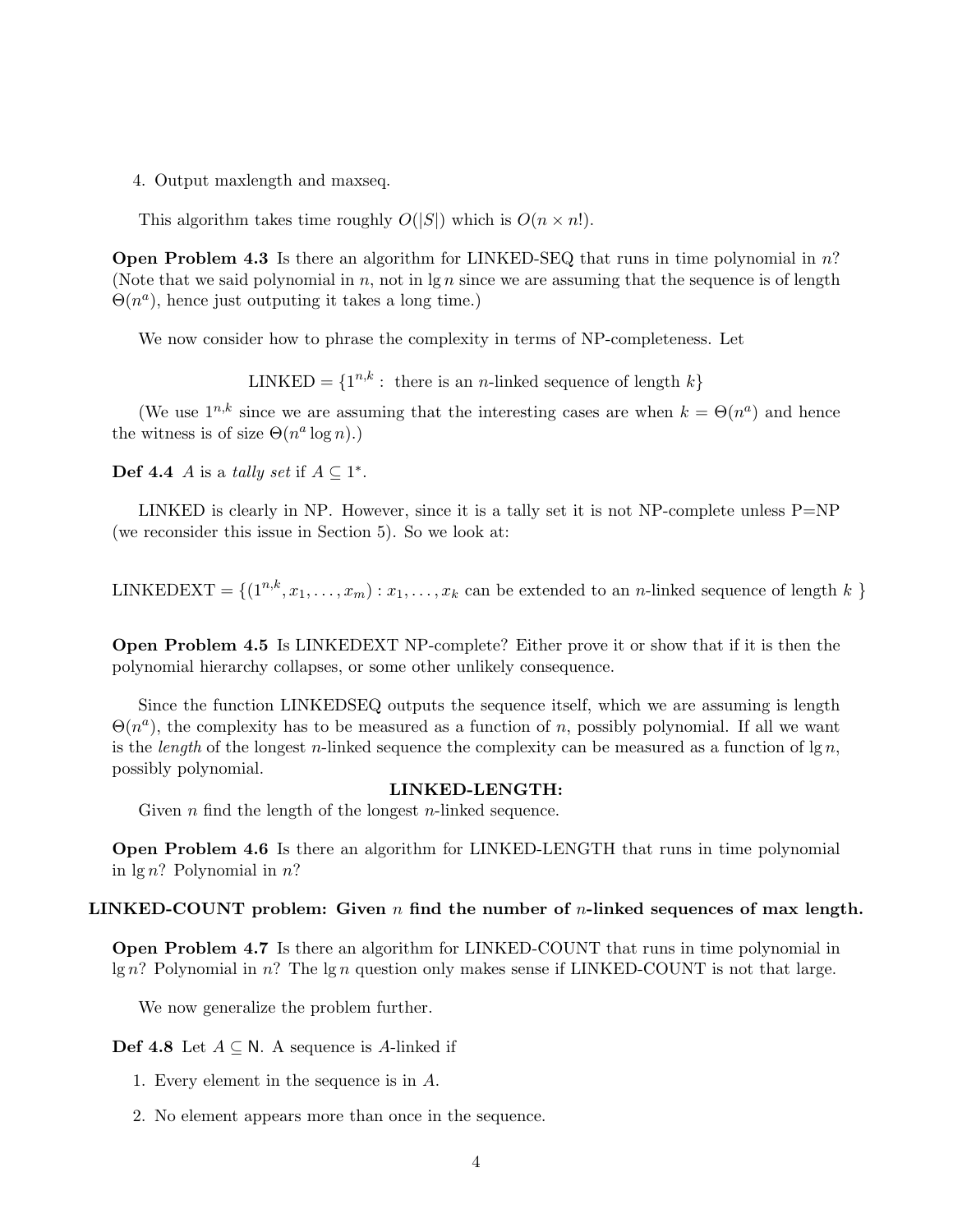4. Output maxlength and maxseq.

This algorithm takes time roughly $O(|S|)$ which is $O(n \times n!)$.

**Open Problem 4.3** Is there an algorithm for LINKED-SEQ that runs in time polynomial in $n$? (Note that we said polynomial in $n$, not in $\lg n$ since we are assuming that the sequence is of length $\Theta(n^a)$, hence just outputing it takes a long time.)

We now consider how to phrase the complexity in terms of NP-completeness. Let

$$\text{LINKED} = \{1^{n,k} : \text{ there is an } n\text{-linked sequence of length } k\}$$

(We use $1^{n,k}$ since we are assuming that the interesting cases are when $k = \Theta(n^a)$ and hence the witness is of size $\Theta(n^a \log n)$.)

**Def 4.4** $A$ is a *tally set* if $A \subseteq 1^*$.

LINKED is clearly in NP. However, since it is a tally set it is not NP-complete unless P=NP (we reconsider this issue in Section 5). So we look at:

$$\text{LINKEDEXT} = \{(1^{n,k}, x_1, \ldots, x_m) : x_1, \ldots, x_k \text{ can be extended to an } n\text{-linked sequence of length } k\ \}$$

**Open Problem 4.5** Is LINKEDEXT NP-complete? Either prove it or show that if it is then the polynomial hierarchy collapses, or some other unlikely consequence.

Since the function LINKEDSEQ outputs the sequence itself, which we are assuming is length $\Theta(n^a)$, the complexity has to be measured as a function of $n$, possibly polynomial. If all we want is the *length* of the longest $n$-linked sequence the complexity can be measured as a function of $\lg n$, possibly polynomial.

**LINKED-LENGTH:**

Given $n$ find the length of the longest $n$-linked sequence.

**Open Problem 4.6** Is there an algorithm for LINKED-LENGTH that runs in time polynomial in $\lg n$? Polynomial in $n$?

**LINKED-COUNT problem: Given $n$ find the number of $n$-linked sequences of max length.**

**Open Problem 4.7** Is there an algorithm for LINKED-COUNT that runs in time polynomial in $\lg n$? Polynomial in $n$? The $\lg n$ question only makes sense if LINKED-COUNT is not that large.

We now generalize the problem further.

**Def 4.8** Let $A \subseteq \mathsf{N}$. A sequence is $A$-linked if

1. Every element in the sequence is in $A$.
2. No element appears more than once in the sequence.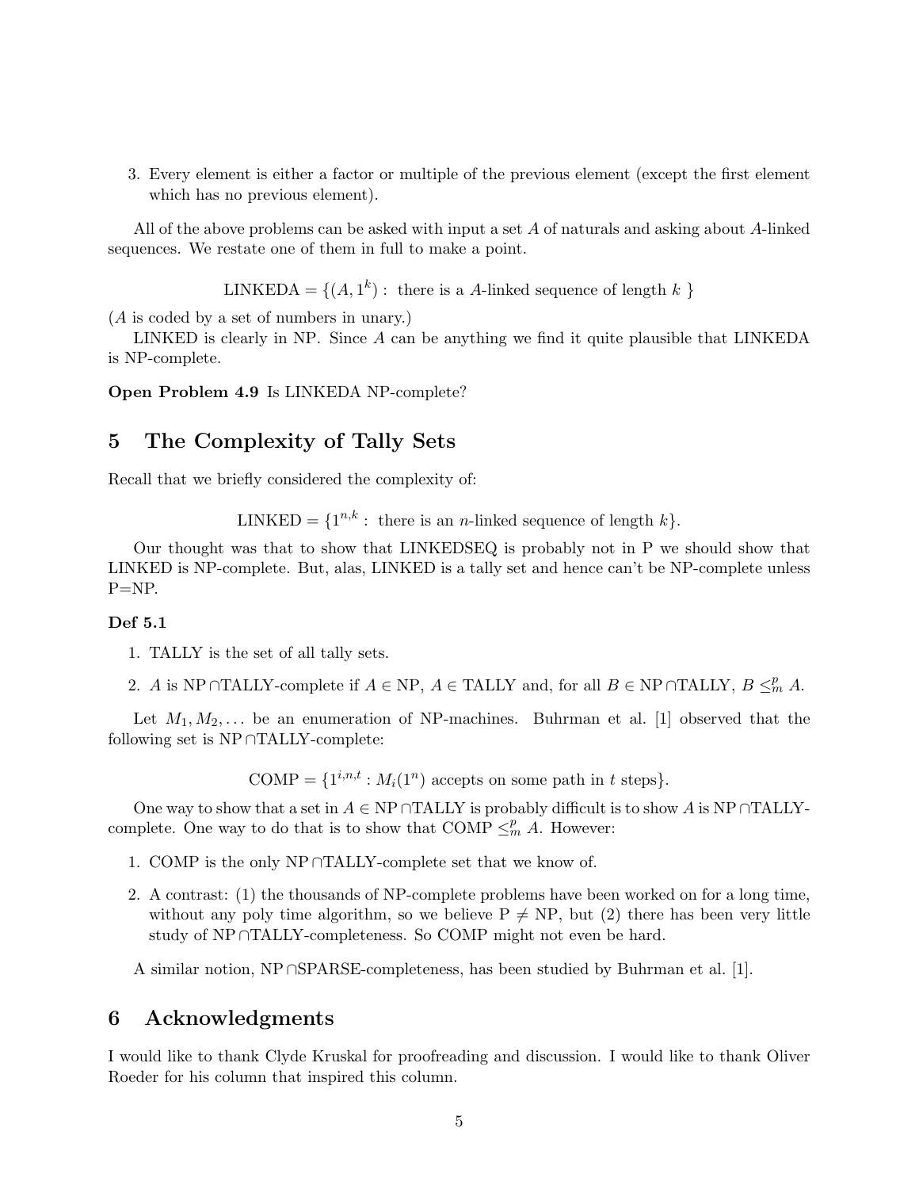3. Every element is either a factor or multiple of the previous element (except the first element which has no previous element).

All of the above problems can be asked with input a set $A$ of naturals and asking about $A$-linked sequences. We restate one of them in full to make a point.

$$\text{LINKEDA} = \{(A, 1^k) : \text{ there is a } A\text{-linked sequence of length } k \}$$

($A$ is coded by a set of numbers in unary.)

LINKED is clearly in NP. Since $A$ can be anything we find it quite plausible that LINKEDA is NP-complete.

**Open Problem 4.9** Is LINKEDA NP-complete?

## 5 The Complexity of Tally Sets

Recall that we briefly considered the complexity of:

$$\text{LINKED} = \{1^{n,k} : \text{ there is an } n\text{-linked sequence of length } k\}.$$

Our thought was that to show that LINKEDSEQ is probably not in P we should show that LINKED is NP-complete. But, alas, LINKED is a tally set and hence can't be NP-complete unless P=NP.

**Def 5.1**

1. TALLY is the set of all tally sets.
2. $A$ is NP $\cap$TALLY-complete if $A \in$ NP, $A \in$ TALLY and, for all $B \in$ NP $\cap$TALLY, $B \le_m^p A$.

Let $M_1, M_2, \ldots$ be an enumeration of NP-machines. Buhrman et al. [1] observed that the following set is NP $\cap$TALLY-complete:

$$\text{COMP} = \{1^{i,n,t} : M_i(1^n) \text{ accepts on some path in } t \text{ steps}\}.$$

One way to show that a set in $A \in$ NP $\cap$TALLY is probably difficult is to show $A$ is NP $\cap$TALLY-complete. One way to do that is to show that COMP $\le_m^p A$. However:

1. COMP is the only NP $\cap$TALLY-complete set that we know of.
2. A contrast: (1) the thousands of NP-complete problems have been worked on for a long time, without any poly time algorithm, so we believe P $\neq$ NP, but (2) there has been very little study of NP $\cap$TALLY-completeness. So COMP might not even be hard.

A similar notion, NP $\cap$SPARSE-completeness, has been studied by Buhrman et al. [1].

## 6 Acknowledgments

I would like to thank Clyde Kruskal for proofreading and discussion. I would like to thank Oliver Roeder for his column that inspired this column.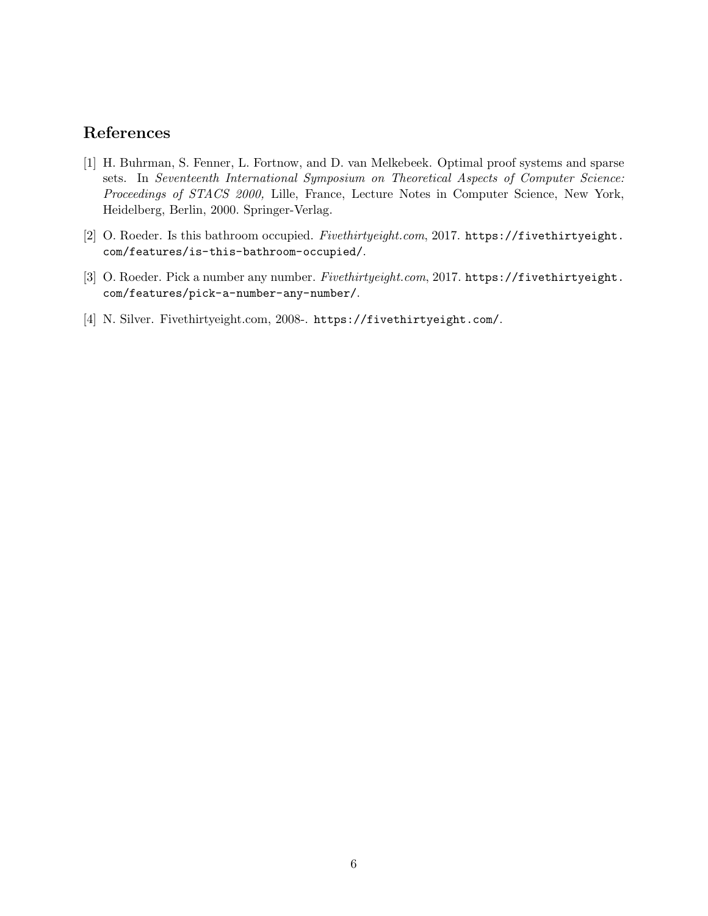## References

[1] H. Buhrman, S. Fenner, L. Fortnow, and D. van Melkebeek. Optimal proof systems and sparse sets. In *Seventeenth International Symposium on Theoretical Aspects of Computer Science: Proceedings of STACS 2000,* Lille, France, Lecture Notes in Computer Science, New York, Heidelberg, Berlin, 2000. Springer-Verlag.

[2] O. Roeder. Is this bathroom occupied. *Fivethirtyeight.com*, 2017. `https://fivethirtyeight.com/features/is-this-bathroom-occupied/`.

[3] O. Roeder. Pick a number any number. *Fivethirtyeight.com*, 2017. `https://fivethirtyeight.com/features/pick-a-number-any-number/`.

[4] N. Silver. Fivethirtyeight.com, 2008-. `https://fivethirtyeight.com/`.